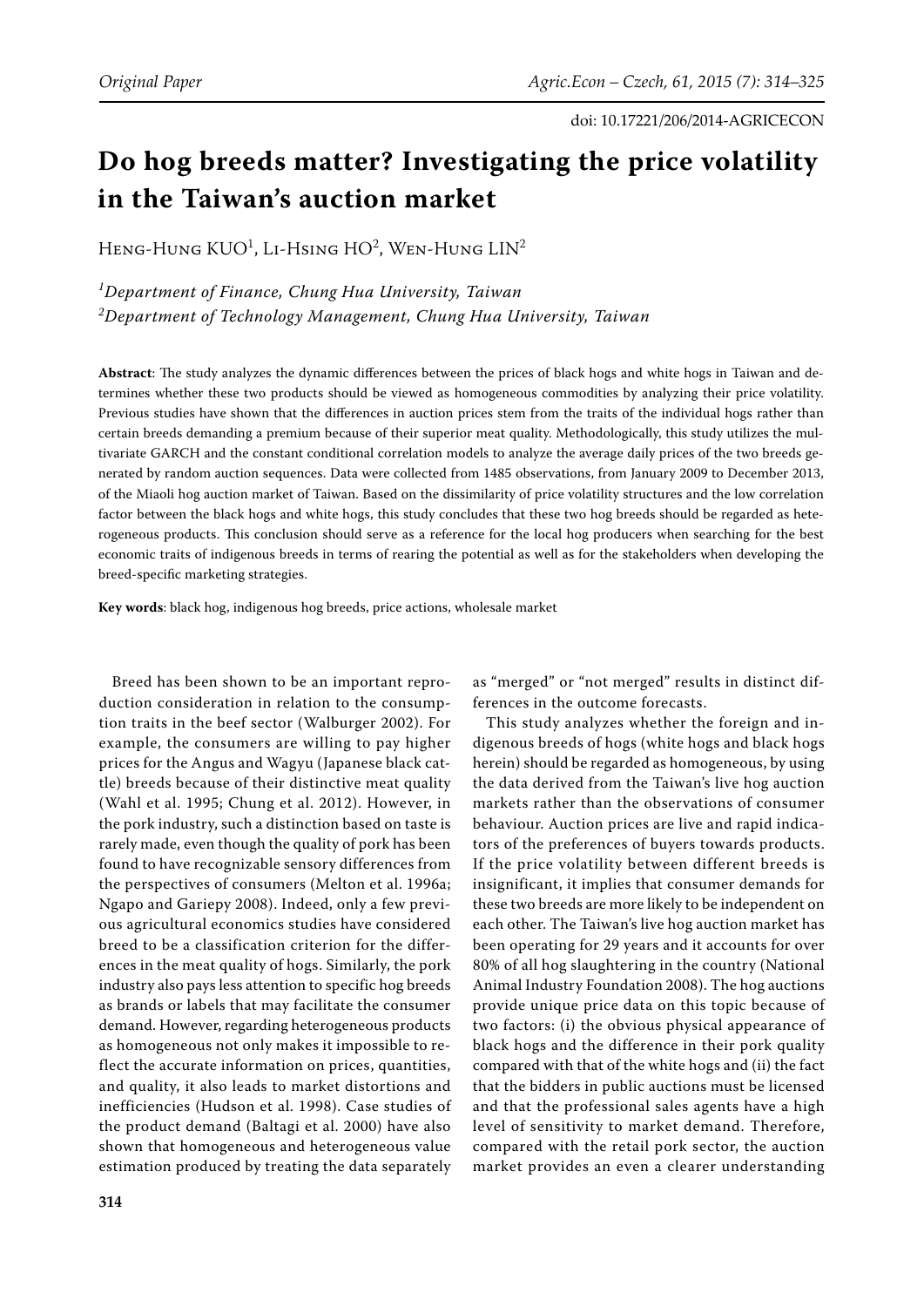Original Paper

doi: 10.17221/206/2014-AGRICECON

# Do hog breeds matter? Investigating the price volatility in the Taiwan's auction market

Heng-Hung KUO[1], Li-Hsing HO[2], Wen-Hung LIN[2]

*[1]Department of Finance, Chung Hua University, Taiwan*
*[2]Department of Technology Management, Chung Hua University, Taiwan*

**Abstract**: The study analyzes the dynamic differences between the prices of black hogs and white hogs in Taiwan and determines whether these two products should be viewed as homogeneous commodities by analyzing their price volatility. Previous studies have shown that the differences in auction prices stem from the traits of the individual hogs rather than certain breeds demanding a premium because of their superior meat quality. Methodologically, this study utilizes the multivariate GARCH and the constant conditional correlation models to analyze the average daily prices of the two breeds generated by random auction sequences. Data were collected from 1485 observations, from January 2009 to December 2013, of the Miaoli hog auction market of Taiwan. Based on the dissimilarity of price volatility structures and the low correlation factor between the black hogs and white hogs, this study concludes that these two hog breeds should be regarded as heterogeneous products. This conclusion should serve as a reference for the local hog producers when searching for the best economic traits of indigenous breeds in terms of rearing the potential as well as for the stakeholders when developing the breed-specific marketing strategies.

**Key words**: black hog, indigenous hog breeds, price actions, wholesale market

Breed has been shown to be an important reproduction consideration in relation to the consumption traits in the beef sector (Walburger 2002). For example, the consumers are willing to pay higher prices for the Angus and Wagyu (Japanese black cattle) breeds because of their distinctive meat quality (Wahl et al. 1995; Chung et al. 2012). However, in the pork industry, such a distinction based on taste is rarely made, even though the quality of pork has been found to have recognizable sensory differences from the perspectives of consumers (Melton et al. 1996a; Ngapo and Gariepy 2008). Indeed, only a few previous agricultural economics studies have considered breed to be a classification criterion for the differences in the meat quality of hogs. Similarly, the pork industry also pays less attention to specific hog breeds as brands or labels that may facilitate the consumer demand. However, regarding heterogeneous products as homogeneous not only makes it impossible to reflect the accurate information on prices, quantities, and quality, it also leads to market distortions and inefficiencies (Hudson et al. 1998). Case studies of the product demand (Baltagi et al. 2000) have also shown that homogeneous and heterogeneous value estimation produced by treating the data separately as "merged" or "not merged" results in distinct differences in the outcome forecasts.

This study analyzes whether the foreign and indigenous breeds of hogs (white hogs and black hogs herein) should be regarded as homogeneous, by using the data derived from the Taiwan's live hog auction markets rather than the observations of consumer behaviour. Auction prices are live and rapid indicators of the preferences of buyers towards products. If the price volatility between different breeds is insignificant, it implies that consumer demands for these two breeds are more likely to be independent on each other. The Taiwan's live hog auction market has been operating for 29 years and it accounts for over 80% of all hog slaughtering in the country (National Animal Industry Foundation 2008). The hog auctions provide unique price data on this topic because of two factors: (i) the obvious physical appearance of black hogs and the difference in their pork quality compared with that of the white hogs and (ii) the fact that the bidders in public auctions must be licensed and that the professional sales agents have a high level of sensitivity to market demand. Therefore, compared with the retail pork sector, the auction market provides an even a clearer understanding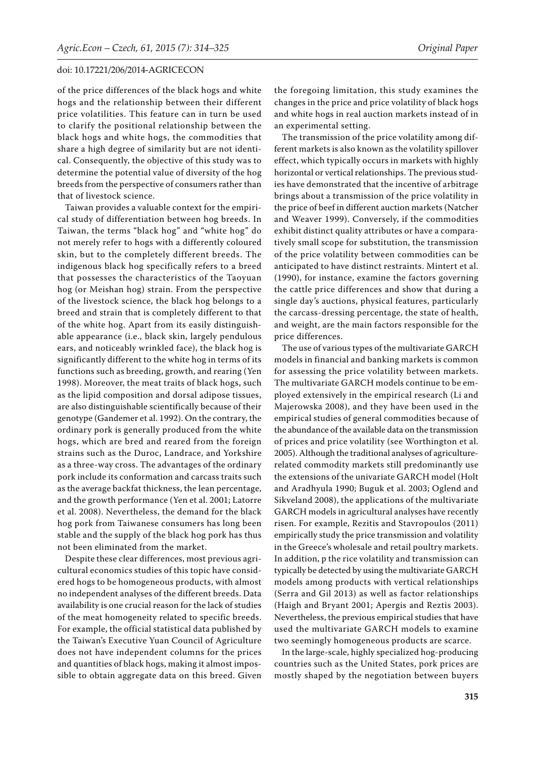of the price differences of the black hogs and white hogs and the relationship between their different price volatilities. This feature can in turn be used to clarify the positional relationship between the black hogs and white hogs, the commodities that share a high degree of similarity but are not identical. Consequently, the objective of this study was to determine the potential value of diversity of the hog breeds from the perspective of consumers rather than that of livestock science.

Taiwan provides a valuable context for the empirical study of differentiation between hog breeds. In Taiwan, the terms "black hog" and "white hog" do not merely refer to hogs with a differently coloured skin, but to the completely different breeds. The indigenous black hog specifically refers to a breed that possesses the characteristics of the Taoyuan hog (or Meishan hog) strain. From the perspective of the livestock science, the black hog belongs to a breed and strain that is completely different to that of the white hog. Apart from its easily distinguishable appearance (i.e., black skin, largely pendulous ears, and noticeably wrinkled face), the black hog is significantly different to the white hog in terms of its functions such as breeding, growth, and rearing (Yen 1998). Moreover, the meat traits of black hogs, such as the lipid composition and dorsal adipose tissues, are also distinguishable scientifically because of their genotype (Gandemer et al. 1992). On the contrary, the ordinary pork is generally produced from the white hogs, which are bred and reared from the foreign strains such as the Duroc, Landrace, and Yorkshire as a three-way cross. The advantages of the ordinary pork include its conformation and carcass traits such as the average backfat thickness, the lean percentage, and the growth performance (Yen et al. 2001; Latorre et al. 2008). Nevertheless, the demand for the black hog pork from Taiwanese consumers has long been stable and the supply of the black hog pork has thus not been eliminated from the market.

Despite these clear differences, most previous agricultural economics studies of this topic have considered hogs to be homogeneous products, with almost no independent analyses of the different breeds. Data availability is one crucial reason for the lack of studies of the meat homogeneity related to specific breeds. For example, the official statistical data published by the Taiwan's Executive Yuan Council of Agriculture does not have independent columns for the prices and quantities of black hogs, making it almost impossible to obtain aggregate data on this breed. Given the foregoing limitation, this study examines the changes in the price and price volatility of black hogs and white hogs in real auction markets instead of in an experimental setting.

The transmission of the price volatility among different markets is also known as the volatility spillover effect, which typically occurs in markets with highly horizontal or vertical relationships. The previous studies have demonstrated that the incentive of arbitrage brings about a transmission of the price volatility in the price of beef in different auction markets (Natcher and Weaver 1999). Conversely, if the commodities exhibit distinct quality attributes or have a comparatively small scope for substitution, the transmission of the price volatility between commodities can be anticipated to have distinct restraints. Mintert et al. (1990), for instance, examine the factors governing the cattle price differences and show that during a single day's auctions, physical features, particularly the carcass-dressing percentage, the state of health, and weight, are the main factors responsible for the price differences.

The use of various types of the multivariate GARCH models in financial and banking markets is common for assessing the price volatility between markets. The multivariate GARCH models continue to be employed extensively in the empirical research (Li and Majerowska 2008), and they have been used in the empirical studies of general commodities because of the abundance of the available data on the transmission of prices and price volatility (see Worthington et al. 2005). Although the traditional analyses of agriculture-related commodity markets still predominantly use the extensions of the univariate GARCH model (Holt and Aradhyula 1990; Buguk et al. 2003; Oglend and Sikveland 2008), the applications of the multivariate GARCH models in agricultural analyses have recently risen. For example, Rezitis and Stavropoulos (2011) empirically study the price transmission and volatility in the Greece's wholesale and retail poultry markets. In addition, p the rice volatility and transmission can typically be detected by using the multivariate GARCH models among products with vertical relationships (Serra and Gil 2013) as well as factor relationships (Haigh and Bryant 2001; Apergis and Reztis 2003). Nevertheless, the previous empirical studies that have used the multivariate GARCH models to examine two seemingly homogeneous products are scarce.

In the large-scale, highly specialized hog-producing countries such as the United States, pork prices are mostly shaped by the negotiation between buyers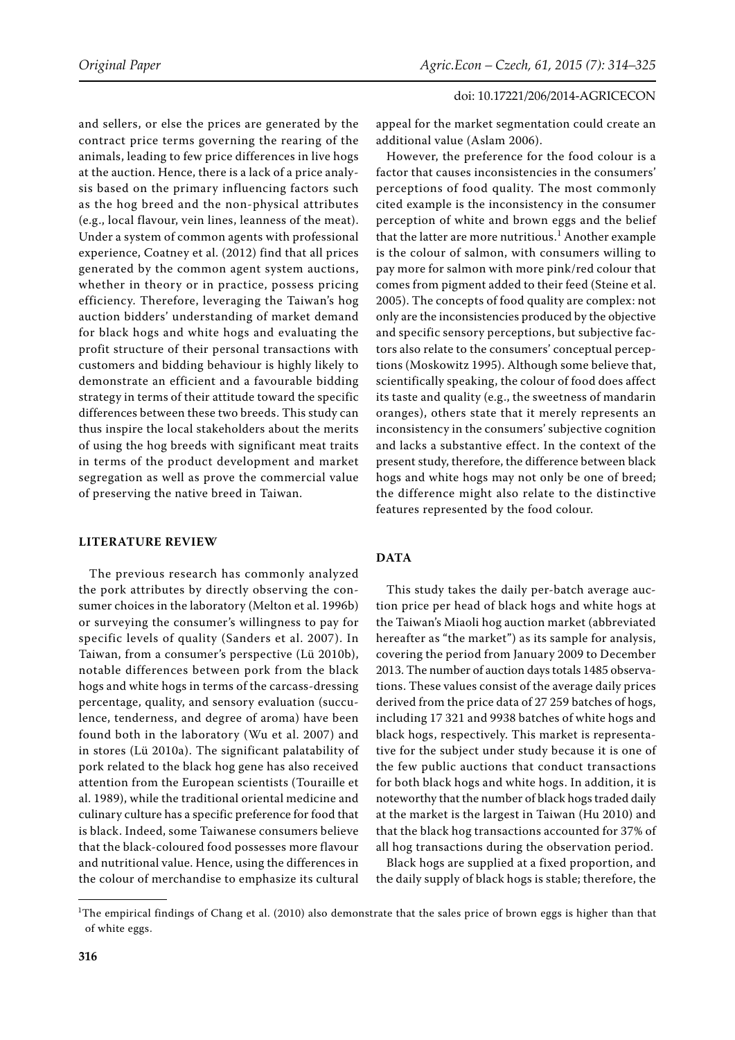and sellers, or else the prices are generated by the contract price terms governing the rearing of the animals, leading to few price differences in live hogs at the auction. Hence, there is a lack of a price analysis based on the primary influencing factors such as the hog breed and the non-physical attributes (e.g., local flavour, vein lines, leanness of the meat). Under a system of common agents with professional experience, Coatney et al. (2012) find that all prices generated by the common agent system auctions, whether in theory or in practice, possess pricing efficiency. Therefore, leveraging the Taiwan's hog auction bidders' understanding of market demand for black hogs and white hogs and evaluating the profit structure of their personal transactions with customers and bidding behaviour is highly likely to demonstrate an efficient and a favourable bidding strategy in terms of their attitude toward the specific differences between these two breeds. This study can thus inspire the local stakeholders about the merits of using the hog breeds with significant meat traits in terms of the product development and market segregation as well as prove the commercial value of preserving the native breed in Taiwan.

## LITERATURE REVIEW

The previous research has commonly analyzed the pork attributes by directly observing the consumer choices in the laboratory (Melton et al. 1996b) or surveying the consumer's willingness to pay for specific levels of quality (Sanders et al. 2007). In Taiwan, from a consumer's perspective (Lü 2010b), notable differences between pork from the black hogs and white hogs in terms of the carcass-dressing percentage, quality, and sensory evaluation (succulence, tenderness, and degree of aroma) have been found both in the laboratory (Wu et al. 2007) and in stores (Lü 2010a). The significant palatability of pork related to the black hog gene has also received attention from the European scientists (Touraille et al. 1989), while the traditional oriental medicine and culinary culture has a specific preference for food that is black. Indeed, some Taiwanese consumers believe that the black-coloured food possesses more flavour and nutritional value. Hence, using the differences in the colour of merchandise to emphasize its cultural appeal for the market segmentation could create an additional value (Aslam 2006).

However, the preference for the food colour is a factor that causes inconsistencies in the consumers' perceptions of food quality. The most commonly cited example is the inconsistency in the consumer perception of white and brown eggs and the belief that the latter are more nutritious.[1] Another example is the colour of salmon, with consumers willing to pay more for salmon with more pink/red colour that comes from pigment added to their feed (Steine et al. 2005). The concepts of food quality are complex: not only are the inconsistencies produced by the objective and specific sensory perceptions, but subjective factors also relate to the consumers' conceptual perceptions (Moskowitz 1995). Although some believe that, scientifically speaking, the colour of food does affect its taste and quality (e.g., the sweetness of mandarin oranges), others state that it merely represents an inconsistency in the consumers' subjective cognition and lacks a substantive effect. In the context of the present study, therefore, the difference between black hogs and white hogs may not only be one of breed; the difference might also relate to the distinctive features represented by the food colour.

## DATA

This study takes the daily per-batch average auction price per head of black hogs and white hogs at the Taiwan's Miaoli hog auction market (abbreviated hereafter as "the market") as its sample for analysis, covering the period from January 2009 to December 2013. The number of auction days totals 1485 observations. These values consist of the average daily prices derived from the price data of 27 259 batches of hogs, including 17 321 and 9938 batches of white hogs and black hogs, respectively. This market is representative for the subject under study because it is one of the few public auctions that conduct transactions for both black hogs and white hogs. In addition, it is noteworthy that the number of black hogs traded daily at the market is the largest in Taiwan (Hu 2010) and that the black hog transactions accounted for 37% of all hog transactions during the observation period.

Black hogs are supplied at a fixed proportion, and the daily supply of black hogs is stable; therefore, the

[1]The empirical findings of Chang et al. (2010) also demonstrate that the sales price of brown eggs is higher than that of white eggs.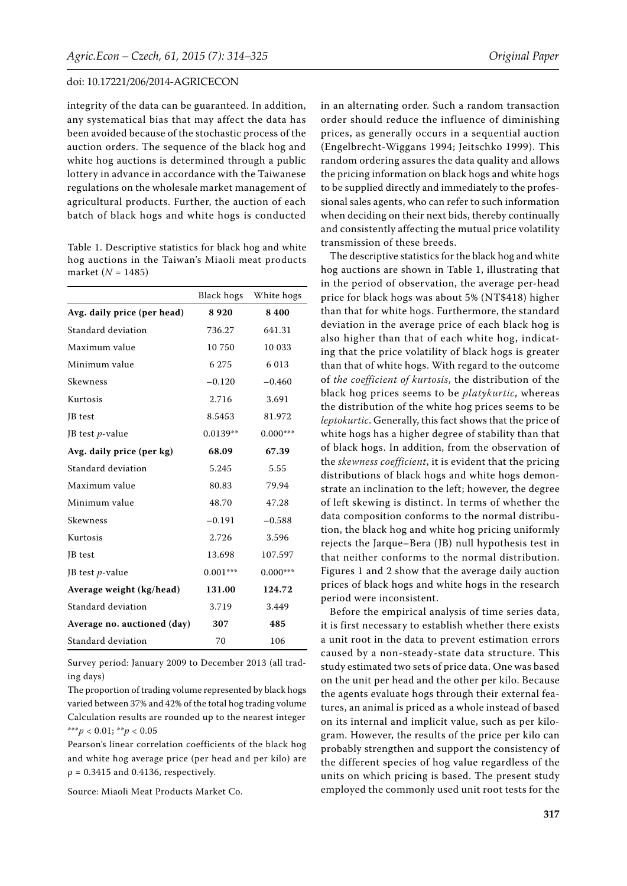integrity of the data can be guaranteed. In addition, any systematical bias that may affect the data has been avoided because of the stochastic process of the auction orders. The sequence of the black hog and white hog auctions is determined through a public lottery in advance in accordance with the Taiwanese regulations on the wholesale market management of agricultural products. Further, the auction of each batch of black hogs and white hogs is conducted in an alternating order. Such a random transaction order should reduce the influence of diminishing prices, as generally occurs in a sequential auction (Engelbrecht-Wiggans 1994; Jeitschko 1999). This random ordering assures the data quality and allows the pricing information on black hogs and white hogs to be supplied directly and immediately to the professional sales agents, who can refer to such information when deciding on their next bids, thereby continually and consistently affecting the mutual price volatility transmission of these breeds.

Table 1. Descriptive statistics for black hog and white hog auctions in the Taiwan's Miaoli meat products market ($N$ = 1485)

| | Black hogs | White hogs |
|---|---|---|
| **Avg. daily price (per head)** | **8 920** | **8 400** |
| Standard deviation | 736.27 | 641.31 |
| Maximum value | 10 750 | 10 033 |
| Minimum value | 6 275 | 6 013 |
| Skewness | −0.120 | −0.460 |
| Kurtosis | 2.716 | 3.691 |
| JB test | 8.5453 | 81.972 |
| JB test $p$-value | 0.0139** | 0.000*** |
| **Avg. daily price (per kg)** | **68.09** | **67.39** |
| Standard deviation | 5.245 | 5.55 |
| Maximum value | 80.83 | 79.94 |
| Minimum value | 48.70 | 47.28 |
| Skewness | −0.191 | −0.588 |
| Kurtosis | 2.726 | 3.596 |
| JB test | 13.698 | 107.597 |
| JB test $p$-value | 0.001*** | 0.000*** |
| **Average weight (kg/head)** | **131.00** | **124.72** |
| Standard deviation | 3.719 | 3.449 |
| **Average no. auctioned (day)** | **307** | **485** |
| Standard deviation | 70 | 106 |

Survey period: January 2009 to December 2013 (all trading days)

The proportion of trading volume represented by black hogs varied between 37% and 42% of the total hog trading volume

Calculation results are rounded up to the nearest integer

***$p < 0.01$; **$p < 0.05$

Pearson's linear correlation coefficients of the black hog and white hog average price (per head and per kilo) are $\rho = 0.3415$ and 0.4136, respectively.

Source: Miaoli Meat Products Market Co.

The descriptive statistics for the black hog and white hog auctions are shown in Table 1, illustrating that in the period of observation, the average per-head price for black hogs was about 5% (NT$418) higher than that for white hogs. Furthermore, the standard deviation in the average price of each black hog is also higher than that of each white hog, indicating that the price volatility of black hogs is greater than that of white hogs. With regard to the outcome of *the coefficient of kurtosis*, the distribution of the black hog prices seems to be *platykurtic*, whereas the distribution of the white hog prices seems to be *leptokurtic*. Generally, this fact shows that the price of white hogs has a higher degree of stability than that of black hogs. In addition, from the observation of the *skewness coefficient*, it is evident that the pricing distributions of black hogs and white hogs demonstrate an inclination to the left; however, the degree of left skewing is distinct. In terms of whether the data composition conforms to the normal distribution, the black hog and white hog pricing uniformly rejects the Jarque–Bera (JB) null hypothesis test in that neither conforms to the normal distribution. Figures 1 and 2 show that the average daily auction prices of black hogs and white hogs in the research period were inconsistent.

Before the empirical analysis of time series data, it is first necessary to establish whether there exists a unit root in the data to prevent estimation errors caused by a non-steady-state data structure. This study estimated two sets of price data. One was based on the unit per head and the other per kilo. Because the agents evaluate hogs through their external features, an animal is priced as a whole instead of based on its internal and implicit value, such as per kilogram. However, the results of the price per kilo can probably strengthen and support the consistency of the different species of hog value regardless of the units on which pricing is based. The present study employed the commonly used unit root tests for the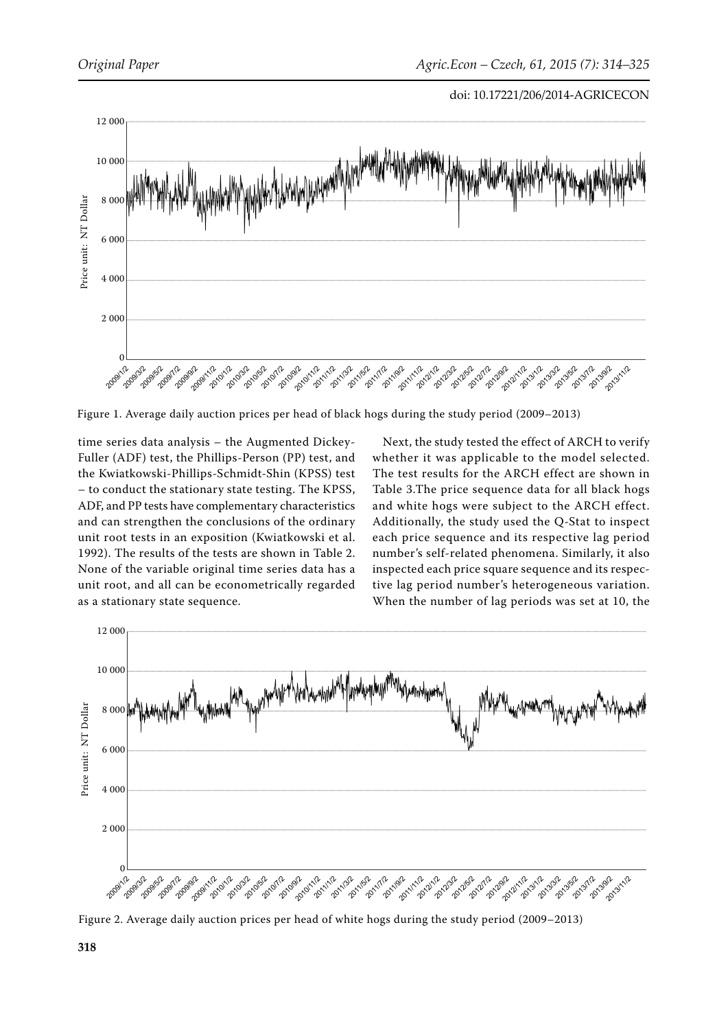Figure 1. Average daily auction prices per head of black hogs during the study period (2009–2013)

time series data analysis – the Augmented Dickey-Fuller (ADF) test, the Phillips-Person (PP) test, and the Kwiatkowski-Phillips-Schmidt-Shin (KPSS) test – to conduct the stationary state testing. The KPSS, ADF, and PP tests have complementary characteristics and can strengthen the conclusions of the ordinary unit root tests in an exposition (Kwiatkowski et al. 1992). The results of the tests are shown in Table 2. None of the variable original time series data has a unit root, and all can be econometrically regarded as a stationary state sequence.

Next, the study tested the effect of ARCH to verify whether it was applicable to the model selected. The test results for the ARCH effect are shown in Table 3.The price sequence data for all black hogs and white hogs were subject to the ARCH effect. Additionally, the study used the Q-Stat to inspect each price sequence and its respective lag period number's self-related phenomena. Similarly, it also inspected each price square sequence and its respective lag period number's heterogeneous variation. When the number of lag periods was set at 10, the

Figure 2. Average daily auction prices per head of white hogs during the study period (2009–2013)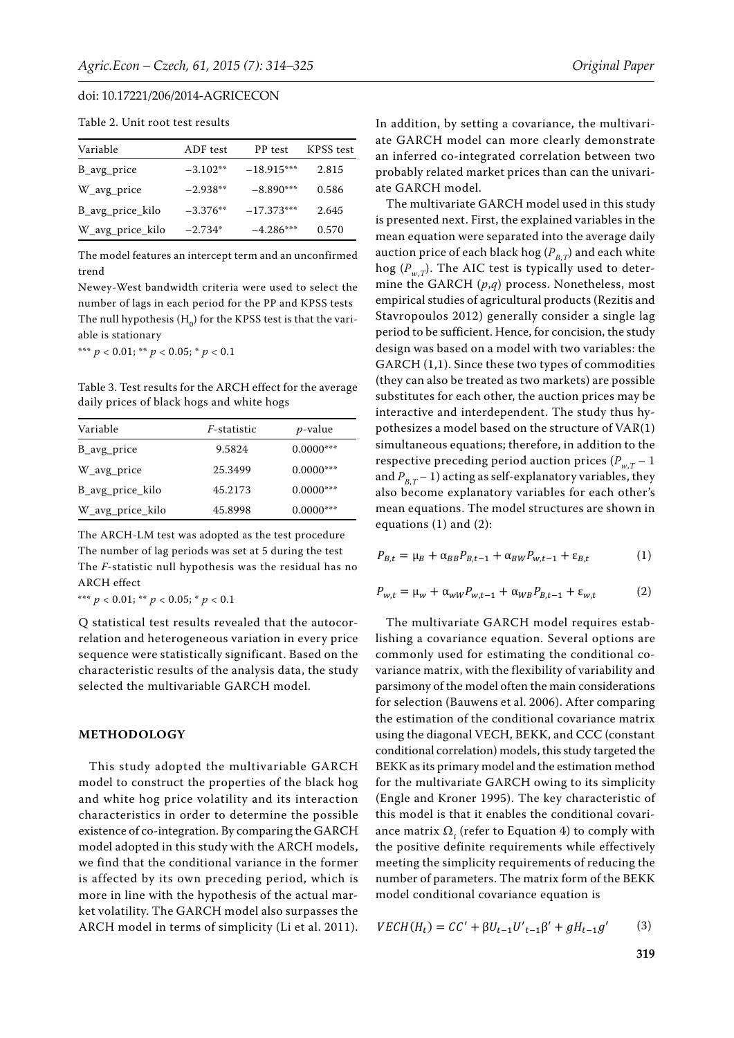Table 2. Unit root test results

| Variable | ADF test | PP test | KPSS test |
|---|---|---|---|
| B_avg_price | −3.102** | −18.915*** | 2.815 |
| W_avg_price | −2.938** | −8.890*** | 0.586 |
| B_avg_price_kilo | −3.376** | −17.373*** | 2.645 |
| W_avg_price_kilo | −2.734* | −4.286*** | 0.570 |

The model features an intercept term and an unconfirmed trend

Newey-West bandwidth criteria were used to select the number of lags in each period for the PP and KPSS tests

The null hypothesis ($H_0$) for the KPSS test is that the variable is stationary

*** $p < 0.01$; ** $p < 0.05$; * $p < 0.1$

Table 3. Test results for the ARCH effect for the average daily prices of black hogs and white hogs

| Variable | *F*-statistic | *p*-value |
|---|---|---|
| B_avg_price | 9.5824 | 0.0000*** |
| W_avg_price | 25.3499 | 0.0000*** |
| B_avg_price_kilo | 45.2173 | 0.0000*** |
| W_avg_price_kilo | 45.8998 | 0.0000*** |

The ARCH-LM test was adopted as the test procedure

The number of lag periods was set at 5 during the test

The *F*-statistic null hypothesis was the residual has no ARCH effect

*** $p < 0.01$; ** $p < 0.05$; * $p < 0.1$

Q statistical test results revealed that the autocorrelation and heterogeneous variation in every price sequence were statistically significant. Based on the characteristic results of the analysis data, the study selected the multivariable GARCH model.

## METHODOLOGY

This study adopted the multivariable GARCH model to construct the properties of the black hog and white hog price volatility and its interaction characteristics in order to determine the possible existence of co-integration. By comparing the GARCH model adopted in this study with the ARCH models, we find that the conditional variance in the former is affected by its own preceding period, which is more in line with the hypothesis of the actual market volatility. The GARCH model also surpasses the ARCH model in terms of simplicity (Li et al. 2011). In addition, by setting a covariance, the multivariate GARCH model can more clearly demonstrate an inferred co-integrated correlation between two probably related market prices than can the univariate GARCH model.

The multivariate GARCH model used in this study is presented next. First, the explained variables in the mean equation were separated into the average daily auction price of each black hog ($P_{B,T}$) and each white hog ($P_{w,T}$). The AIC test is typically used to determine the GARCH ($p$,$q$) process. Nonetheless, most empirical studies of agricultural products (Rezitis and Stavropoulos 2012) generally consider a single lag period to be sufficient. Hence, for concision, the study design was based on a model with two variables: the GARCH (1,1). Since these two types of commodities (they can also be treated as two markets) are possible substitutes for each other, the auction prices may be interactive and interdependent. The study thus hypothesizes a model based on the structure of VAR(1) simultaneous equations; therefore, in addition to the respective preceding period auction prices ($P_{w,T} - 1$ and $P_{B,T} - 1$) acting as self-explanatory variables, they also become explanatory variables for each other's mean equations. The model structures are shown in equations (1) and (2):

$$P_{B,t} = \mu_B + \alpha_{BB} P_{B,t-1} + \alpha_{BW} P_{w,t-1} + \varepsilon_{B,t} \tag{1}$$

$$P_{w,t} = \mu_w + \alpha_{wW} P_{w,t-1} + \alpha_{WB} P_{B,t-1} + \varepsilon_{w,t} \tag{2}$$

The multivariate GARCH model requires establishing a covariance equation. Several options are commonly used for estimating the conditional covariance matrix, with the flexibility of variability and parsimony of the model often the main considerations for selection (Bauwens et al. 2006). After comparing the estimation of the conditional covariance matrix using the diagonal VECH, BEKK, and CCC (constant conditional correlation) models, this study targeted the BEKK as its primary model and the estimation method for the multivariate GARCH owing to its simplicity (Engle and Kroner 1995). The key characteristic of this model is that it enables the conditional covariance matrix $\Omega_t$ (refer to Equation 4) to comply with the positive definite requirements while effectively meeting the simplicity requirements of reducing the number of parameters. The matrix form of the BEKK model conditional covariance equation is

$$VECH(H_t) = CC' + \beta U_{t-1} U'_{t-1} \beta' + g H_{t-1} g' \tag{3}$$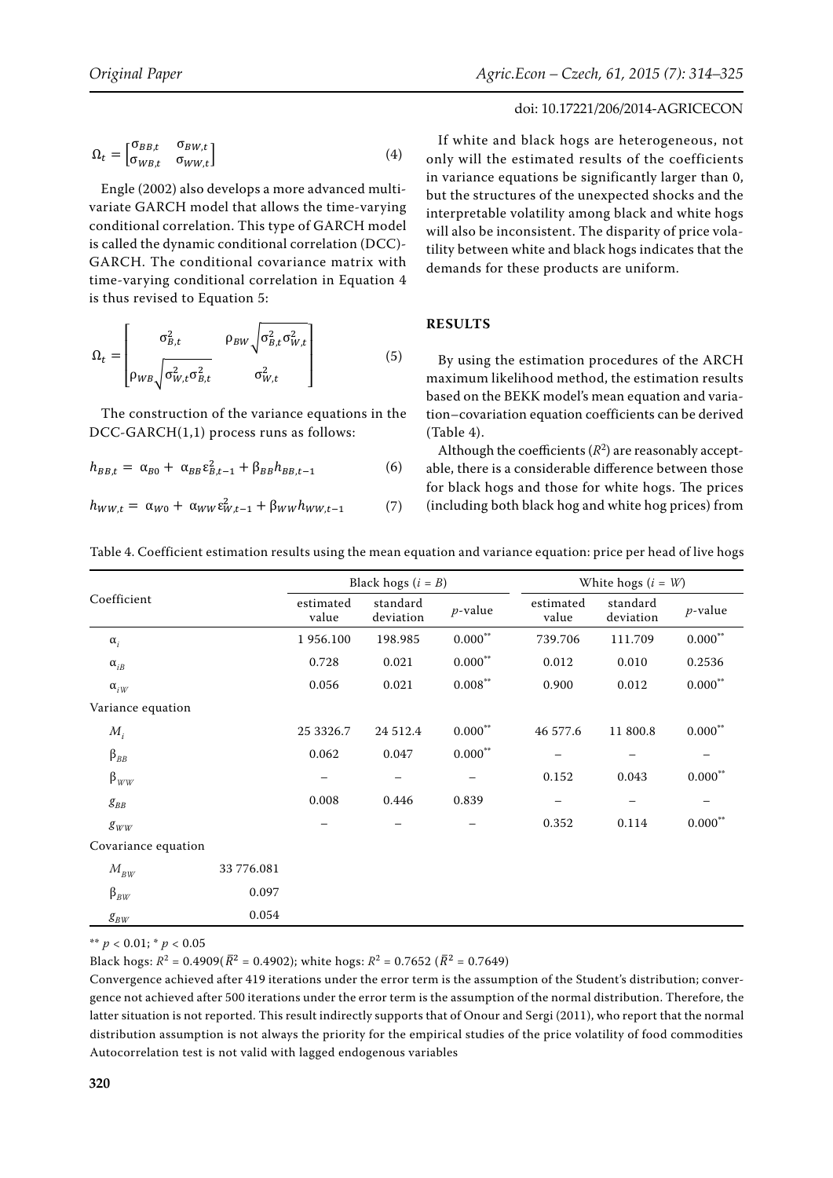$$\Omega_t = \begin{bmatrix} \sigma_{BB,t} & \sigma_{BW,t} \\ \sigma_{WB,t} & \sigma_{WW,t} \end{bmatrix} \tag{4}$$

Engle (2002) also develops a more advanced multivariate GARCH model that allows the time-varying conditional correlation. This type of GARCH model is called the dynamic conditional correlation (DCC)-GARCH. The conditional covariance matrix with time-varying conditional correlation in Equation 4 is thus revised to Equation 5:

$$\Omega_t = \begin{bmatrix} \sigma^2_{B,t} & \rho_{BW}\sqrt{\sigma^2_{B,t}\sigma^2_{W,t}} \\ \rho_{WB}\sqrt{\sigma^2_{W,t}\sigma^2_{B,t}} & \sigma^2_{W,t} \end{bmatrix} \tag{5}$$

The construction of the variance equations in the DCC-GARCH(1,1) process runs as follows:

$$h_{BB,t} = \alpha_{B0} + \alpha_{BB}\varepsilon^2_{B,t-1} + \beta_{BB}h_{BB,t-1} \tag{6}$$

$$h_{WW,t} = \alpha_{W0} + \alpha_{WW}\varepsilon^2_{W,t-1} + \beta_{WW}h_{WW,t-1} \tag{7}$$

If white and black hogs are heterogeneous, not only will the estimated results of the coefficients in variance equations be significantly larger than 0, but the structures of the unexpected shocks and the interpretable volatility among black and white hogs will also be inconsistent. The disparity of price volatility between white and black hogs indicates that the demands for these products are uniform.

## RESULTS

By using the estimation procedures of the ARCH maximum likelihood method, the estimation results based on the BEKK model's mean equation and variation–covariation equation coefficients can be derived (Table 4).

Although the coefficients ($R^2$) are reasonably acceptable, there is a considerable difference between those for black hogs and those for white hogs. The prices (including both black hog and white hog prices) from

Table 4. Coefficient estimation results using the mean equation and variance equation: price per head of live hogs

| Coefficient | | Black hogs ($i = B$) | | | White hogs ($i = W$) | | |
|---|---|---|---|---|---|---|---|
| | | estimated value | standard deviation | $p$-value | estimated value | standard deviation | $p$-value |
| $\alpha_i$ | | 1 956.100 | 198.985 | 0.000** | 739.706 | 111.709 | 0.000** |
| $\alpha_{iB}$ | | 0.728 | 0.021 | 0.000** | 0.012 | 0.010 | 0.2536 |
| $\alpha_{iW}$ | | 0.056 | 0.021 | 0.008** | 0.900 | 0.012 | 0.000** |
| Variance equation | | | | | | | |
| $M_i$ | | 25 3326.7 | 24 512.4 | 0.000** | 46 577.6 | 11 800.8 | 0.000** |
| $\beta_{BB}$ | | 0.062 | 0.047 | 0.000** | – | – | – |
| $\beta_{WW}$ | | – | – | – | 0.152 | 0.043 | 0.000** |
| $g_{BB}$ | | 0.008 | 0.446 | 0.839 | – | – | – |
| $g_{WW}$ | | – | – | – | 0.352 | 0.114 | 0.000** |
| Covariance equation | | | | | | | |
| $M_{BW}$ | 33 776.081 | | | | | | |
| $\beta_{BW}$ | 0.097 | | | | | | |
| $g_{BW}$ | 0.054 | | | | | | |

** $p < 0.01$; * $p < 0.05$

Black hogs: $R^2 = 0.4909$ ($\bar{R}^2 = 0.4902$); white hogs: $R^2 = 0.7652$ ($\bar{R}^2 = 0.7649$)

Convergence achieved after 419 iterations under the error term is the assumption of the Student's distribution; convergence not achieved after 500 iterations under the error term is the assumption of the normal distribution. Therefore, the latter situation is not reported. This result indirectly supports that of Onour and Sergi (2011), who report that the normal distribution assumption is not always the priority for the empirical studies of the price volatility of food commodities

Autocorrelation test is not valid with lagged endogenous variables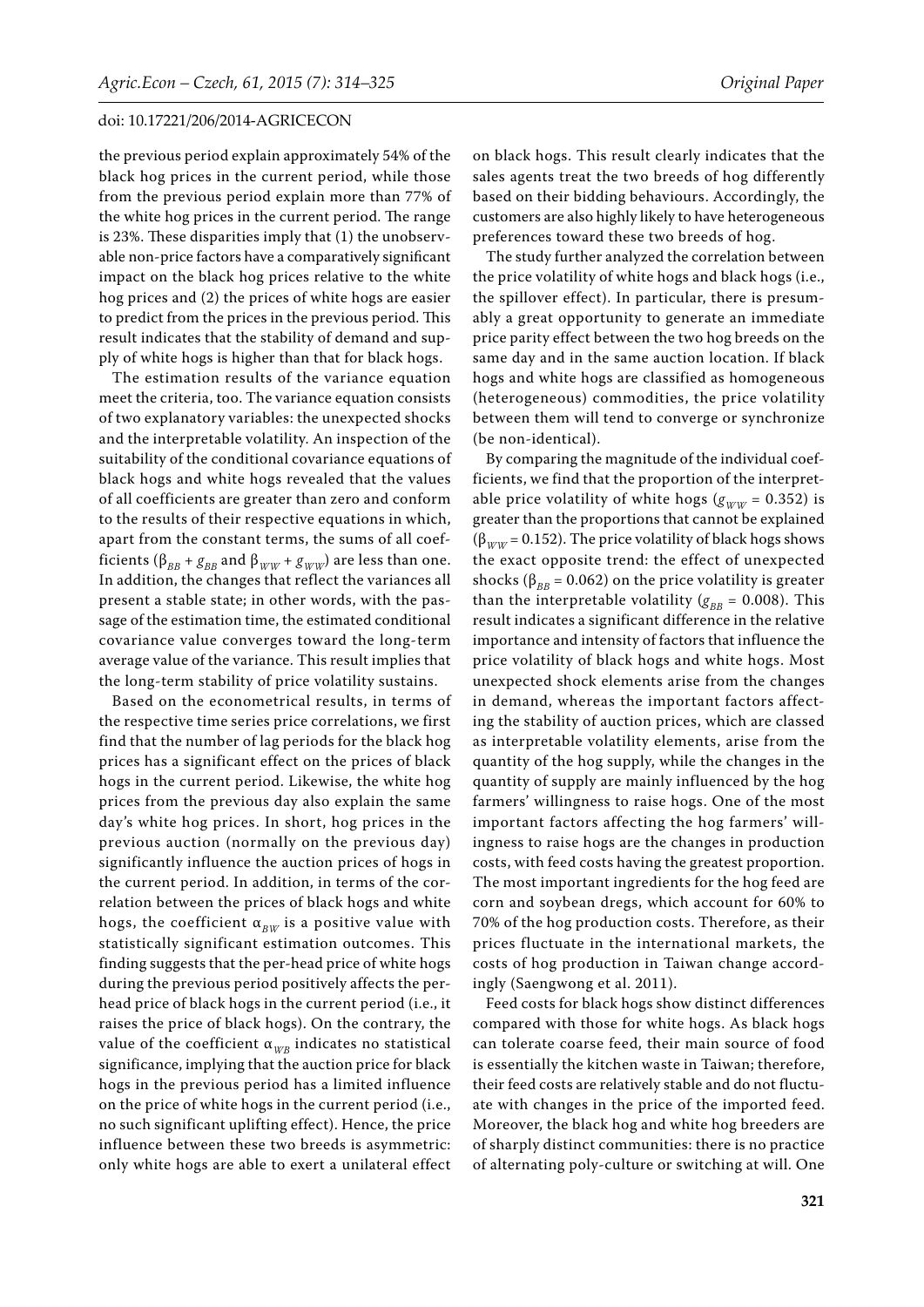the previous period explain approximately 54% of the black hog prices in the current period, while those from the previous period explain more than 77% of the white hog prices in the current period. The range is 23%. These disparities imply that (1) the unobservable non-price factors have a comparatively significant impact on the black hog prices relative to the white hog prices and (2) the prices of white hogs are easier to predict from the prices in the previous period. This result indicates that the stability of demand and supply of white hogs is higher than that for black hogs.

The estimation results of the variance equation meet the criteria, too. The variance equation consists of two explanatory variables: the unexpected shocks and the interpretable volatility. An inspection of the suitability of the conditional covariance equations of black hogs and white hogs revealed that the values of all coefficients are greater than zero and conform to the results of their respective equations in which, apart from the constant terms, the sums of all coefficients ($\beta_{BB} + g_{BB}$ and $\beta_{WW} + g_{WW}$) are less than one. In addition, the changes that reflect the variances all present a stable state; in other words, with the passage of the estimation time, the estimated conditional covariance value converges toward the long-term average value of the variance. This result implies that the long-term stability of price volatility sustains.

Based on the econometrical results, in terms of the respective time series price correlations, we first find that the number of lag periods for the black hog prices has a significant effect on the prices of black hogs in the current period. Likewise, the white hog prices from the previous day also explain the same day's white hog prices. In short, hog prices in the previous auction (normally on the previous day) significantly influence the auction prices of hogs in the current period. In addition, in terms of the correlation between the prices of black hogs and white hogs, the coefficient $\alpha_{BW}$ is a positive value with statistically significant estimation outcomes. This finding suggests that the per-head price of white hogs during the previous period positively affects the per-head price of black hogs in the current period (i.e., it raises the price of black hogs). On the contrary, the value of the coefficient $\alpha_{WB}$ indicates no statistical significance, implying that the auction price for black hogs in the previous period has a limited influence on the price of white hogs in the current period (i.e., no such significant uplifting effect). Hence, the price influence between these two breeds is asymmetric: only white hogs are able to exert a unilateral effect on black hogs. This result clearly indicates that the sales agents treat the two breeds of hog differently based on their bidding behaviours. Accordingly, the customers are also highly likely to have heterogeneous preferences toward these two breeds of hog.

The study further analyzed the correlation between the price volatility of white hogs and black hogs (i.e., the spillover effect). In particular, there is presumably a great opportunity to generate an immediate price parity effect between the two hog breeds on the same day and in the same auction location. If black hogs and white hogs are classified as homogeneous (heterogeneous) commodities, the price volatility between them will tend to converge or synchronize (be non-identical).

By comparing the magnitude of the individual coefficients, we find that the proportion of the interpretable price volatility of white hogs ($g_{WW} = 0.352$) is greater than the proportions that cannot be explained ($\beta_{WW} = 0.152$). The price volatility of black hogs shows the exact opposite trend: the effect of unexpected shocks ($\beta_{BB} = 0.062$) on the price volatility is greater than the interpretable volatility ($g_{BB} = 0.008$). This result indicates a significant difference in the relative importance and intensity of factors that influence the price volatility of black hogs and white hogs. Most unexpected shock elements arise from the changes in demand, whereas the important factors affecting the stability of auction prices, which are classed as interpretable volatility elements, arise from the quantity of the hog supply, while the changes in the quantity of supply are mainly influenced by the hog farmers' willingness to raise hogs. One of the most important factors affecting the hog farmers' willingness to raise hogs are the changes in production costs, with feed costs having the greatest proportion. The most important ingredients for the hog feed are corn and soybean dregs, which account for 60% to 70% of the hog production costs. Therefore, as their prices fluctuate in the international markets, the costs of hog production in Taiwan change accordingly (Saengwong et al. 2011).

Feed costs for black hogs show distinct differences compared with those for white hogs. As black hogs can tolerate coarse feed, their main source of food is essentially the kitchen waste in Taiwan; therefore, their feed costs are relatively stable and do not fluctuate with changes in the price of the imported feed. Moreover, the black hog and white hog breeders are of sharply distinct communities: there is no practice of alternating poly-culture or switching at will. One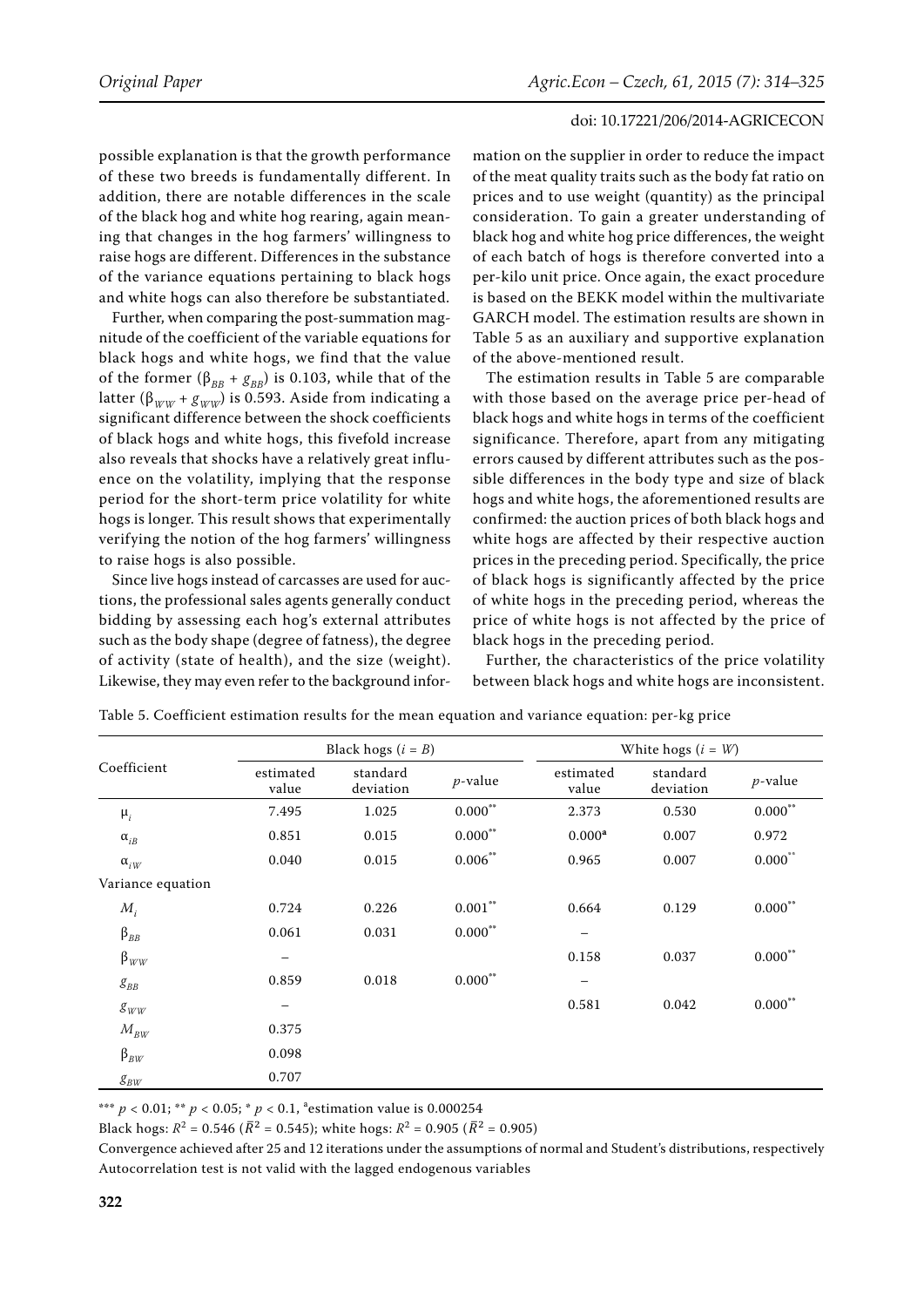possible explanation is that the growth performance of these two breeds is fundamentally different. In addition, there are notable differences in the scale of the black hog and white hog rearing, again meaning that changes in the hog farmers' willingness to raise hogs are different. Differences in the substance of the variance equations pertaining to black hogs and white hogs can also therefore be substantiated.

Further, when comparing the post-summation magnitude of the coefficient of the variable equations for black hogs and white hogs, we find that the value of the former ($\beta_{BB} + g_{BB}$) is 0.103, while that of the latter ($\beta_{WW} + g_{WW}$) is 0.593. Aside from indicating a significant difference between the shock coefficients of black hogs and white hogs, this fivefold increase also reveals that shocks have a relatively great influence on the volatility, implying that the response period for the short-term price volatility for white hogs is longer. This result shows that experimentally verifying the notion of the hog farmers' willingness to raise hogs is also possible.

Since live hogs instead of carcasses are used for auctions, the professional sales agents generally conduct bidding by assessing each hog's external attributes such as the body shape (degree of fatness), the degree of activity (state of health), and the size (weight). Likewise, they may even refer to the background information on the supplier in order to reduce the impact of the meat quality traits such as the body fat ratio on prices and to use weight (quantity) as the principal consideration. To gain a greater understanding of black hog and white hog price differences, the weight of each batch of hogs is therefore converted into a per-kilo unit price. Once again, the exact procedure is based on the BEKK model within the multivariate GARCH model. The estimation results are shown in Table 5 as an auxiliary and supportive explanation of the above-mentioned result.

The estimation results in Table 5 are comparable with those based on the average price per-head of black hogs and white hogs in terms of the coefficient significance. Therefore, apart from any mitigating errors caused by different attributes such as the possible differences in the body type and size of black hogs and white hogs, the aforementioned results are confirmed: the auction prices of both black hogs and white hogs are affected by their respective auction prices in the preceding period. Specifically, the price of black hogs is significantly affected by the price of white hogs in the preceding period, whereas the price of white hogs is not affected by the price of black hogs in the preceding period.

Further, the characteristics of the price volatility between black hogs and white hogs are inconsistent.

Table 5. Coefficient estimation results for the mean equation and variance equation: per-kg price

| Coefficient | Black hogs ($i = B$) | | | White hogs ($i = W$) | | |
|---|---|---|---|---|---|---|
| | estimated value | standard deviation | $p$-value | estimated value | standard deviation | $p$-value |
| $\mu_i$ | 7.495 | 1.025 | 0.000** | 2.373 | 0.530 | 0.000** |
| $\alpha_{iB}$ | 0.851 | 0.015 | 0.000** | 0.000[a] | 0.007 | 0.972 |
| $\alpha_{iW}$ | 0.040 | 0.015 | 0.006** | 0.965 | 0.007 | 0.000** |
| Variance equation | | | | | | |
| $M_i$ | 0.724 | 0.226 | 0.001** | 0.664 | 0.129 | 0.000** |
| $\beta_{BB}$ | 0.061 | 0.031 | 0.000** | – | | |
| $\beta_{WW}$ | – | | | 0.158 | 0.037 | 0.000** |
| $g_{BB}$ | 0.859 | 0.018 | 0.000** | – | | |
| $g_{WW}$ | – | | | 0.581 | 0.042 | 0.000** |
| $M_{BW}$ | 0.375 | | | | | |
| $\beta_{BW}$ | 0.098 | | | | | |
| $g_{BW}$ | 0.707 | | | | | |

*** $p < 0.01$; ** $p < 0.05$; * $p < 0.1$, [a]estimation value is 0.000254

Black hogs: $R^2 = 0.546$ ($\bar{R}^2 = 0.545$); white hogs: $R^2 = 0.905$ ($\bar{R}^2 = 0.905$)

Convergence achieved after 25 and 12 iterations under the assumptions of normal and Student's distributions, respectively

Autocorrelation test is not valid with the lagged endogenous variables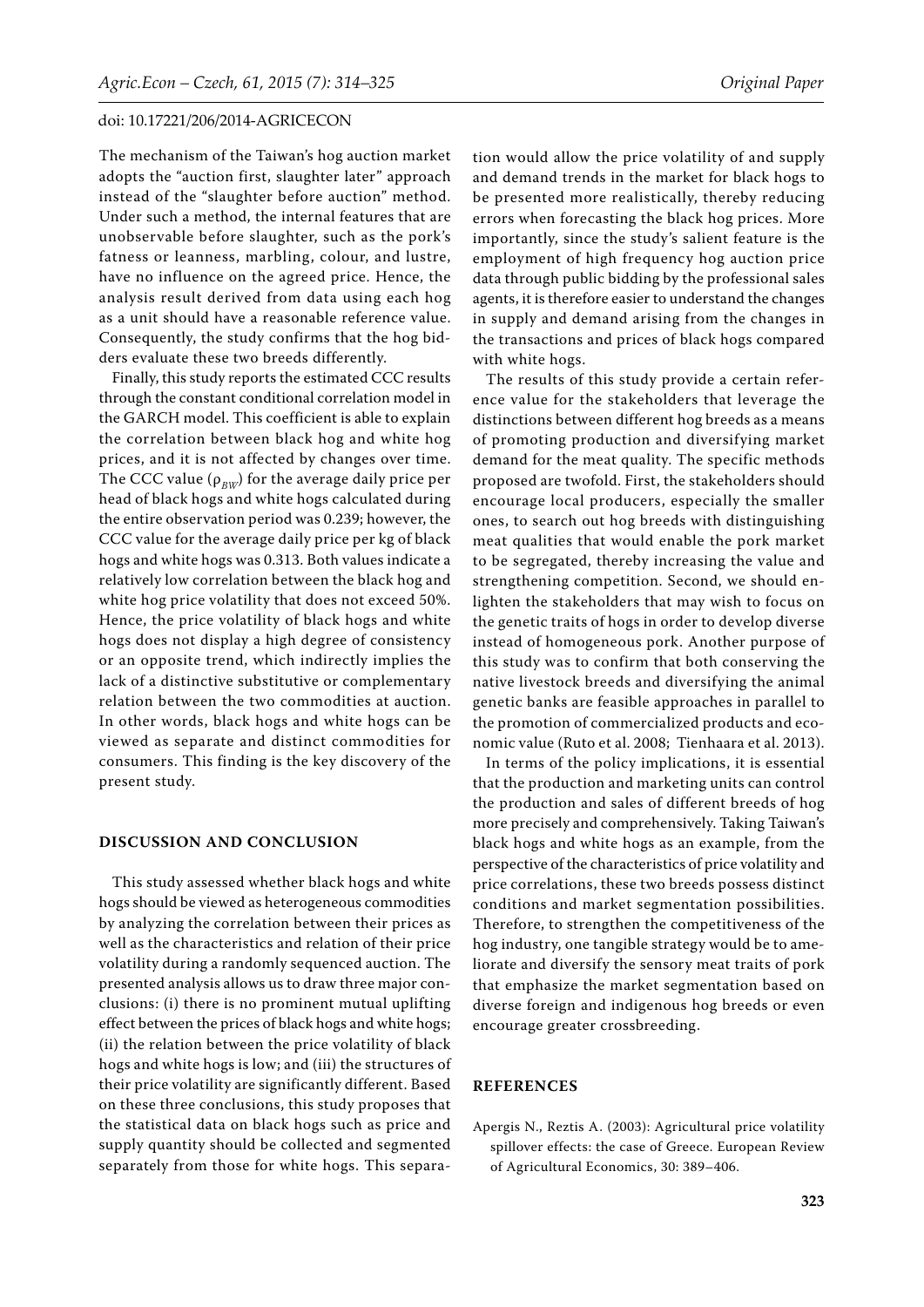The mechanism of the Taiwan's hog auction market adopts the "auction first, slaughter later" approach instead of the "slaughter before auction" method. Under such a method, the internal features that are unobservable before slaughter, such as the pork's fatness or leanness, marbling, colour, and lustre, have no influence on the agreed price. Hence, the analysis result derived from data using each hog as a unit should have a reasonable reference value. Consequently, the study confirms that the hog bidders evaluate these two breeds differently.

Finally, this study reports the estimated CCC results through the constant conditional correlation model in the GARCH model. This coefficient is able to explain the correlation between black hog and white hog prices, and it is not affected by changes over time. The CCC value ($\rho_{BW}$) for the average daily price per head of black hogs and white hogs calculated during the entire observation period was 0.239; however, the CCC value for the average daily price per kg of black hogs and white hogs was 0.313. Both values indicate a relatively low correlation between the black hog and white hog price volatility that does not exceed 50%. Hence, the price volatility of black hogs and white hogs does not display a high degree of consistency or an opposite trend, which indirectly implies the lack of a distinctive substitutive or complementary relation between the two commodities at auction. In other words, black hogs and white hogs can be viewed as separate and distinct commodities for consumers. This finding is the key discovery of the present study.

## DISCUSSION AND CONCLUSION

This study assessed whether black hogs and white hogs should be viewed as heterogeneous commodities by analyzing the correlation between their prices as well as the characteristics and relation of their price volatility during a randomly sequenced auction. The presented analysis allows us to draw three major conclusions: (i) there is no prominent mutual uplifting effect between the prices of black hogs and white hogs; (ii) the relation between the price volatility of black hogs and white hogs is low; and (iii) the structures of their price volatility are significantly different. Based on these three conclusions, this study proposes that the statistical data on black hogs such as price and supply quantity should be collected and segmented separately from those for white hogs. This separation would allow the price volatility of and supply and demand trends in the market for black hogs to be presented more realistically, thereby reducing errors when forecasting the black hog prices. More importantly, since the study's salient feature is the employment of high frequency hog auction price data through public bidding by the professional sales agents, it is therefore easier to understand the changes in supply and demand arising from the changes in the transactions and prices of black hogs compared with white hogs.

The results of this study provide a certain reference value for the stakeholders that leverage the distinctions between different hog breeds as a means of promoting production and diversifying market demand for the meat quality. The specific methods proposed are twofold. First, the stakeholders should encourage local producers, especially the smaller ones, to search out hog breeds with distinguishing meat qualities that would enable the pork market to be segregated, thereby increasing the value and strengthening competition. Second, we should enlighten the stakeholders that may wish to focus on the genetic traits of hogs in order to develop diverse instead of homogeneous pork. Another purpose of this study was to confirm that both conserving the native livestock breeds and diversifying the animal genetic banks are feasible approaches in parallel to the promotion of commercialized products and economic value (Ruto et al. 2008; Tienhaara et al. 2013).

In terms of the policy implications, it is essential that the production and marketing units can control the production and sales of different breeds of hog more precisely and comprehensively. Taking Taiwan's black hogs and white hogs as an example, from the perspective of the characteristics of price volatility and price correlations, these two breeds possess distinct conditions and market segmentation possibilities. Therefore, to strengthen the competitiveness of the hog industry, one tangible strategy would be to ameliorate and diversify the sensory meat traits of pork that emphasize the market segmentation based on diverse foreign and indigenous hog breeds or even encourage greater crossbreeding.

## REFERENCES

Apergis N., Reztis A. (2003): Agricultural price volatility spillover effects: the case of Greece. European Review of Agricultural Economics, 30: 389–406.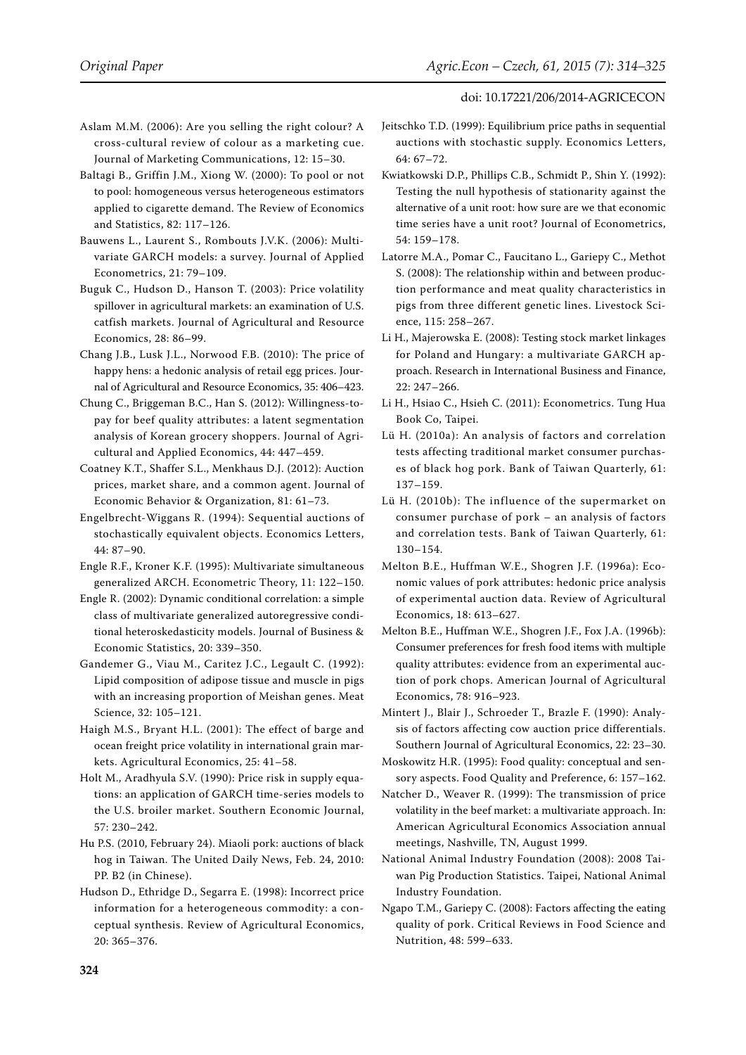Aslam M.M. (2006): Are you selling the right colour? A cross-cultural review of colour as a marketing cue. Journal of Marketing Communications, 12: 15–30.

Baltagi B., Griffin J.M., Xiong W. (2000): To pool or not to pool: homogeneous versus heterogeneous estimators applied to cigarette demand. The Review of Economics and Statistics, 82: 117–126.

Bauwens L., Laurent S., Rombouts J.V.K. (2006): Multivariate GARCH models: a survey. Journal of Applied Econometrics, 21: 79–109.

Buguk C., Hudson D., Hanson T. (2003): Price volatility spillover in agricultural markets: an examination of U.S. catfish markets. Journal of Agricultural and Resource Economics, 28: 86–99.

Chang J.B., Lusk J.L., Norwood F.B. (2010): The price of happy hens: a hedonic analysis of retail egg prices. Journal of Agricultural and Resource Economics, 35: 406–423.

Chung C., Briggeman B.C., Han S. (2012): Willingness-to-pay for beef quality attributes: a latent segmentation analysis of Korean grocery shoppers. Journal of Agricultural and Applied Economics, 44: 447–459.

Coatney K.T., Shaffer S.L., Menkhaus D.J. (2012): Auction prices, market share, and a common agent. Journal of Economic Behavior & Organization, 81: 61–73.

Engelbrecht-Wiggans R. (1994): Sequential auctions of stochastically equivalent objects. Economics Letters, 44: 87–90.

Engle R.F., Kroner K.F. (1995): Multivariate simultaneous generalized ARCH. Econometric Theory, 11: 122–150.

Engle R. (2002): Dynamic conditional correlation: a simple class of multivariate generalized autoregressive conditional heteroskedasticity models. Journal of Business & Economic Statistics, 20: 339–350.

Gandemer G., Viau M., Caritez J.C., Legault C. (1992): Lipid composition of adipose tissue and muscle in pigs with an increasing proportion of Meishan genes. Meat Science, 32: 105–121.

Haigh M.S., Bryant H.L. (2001): The effect of barge and ocean freight price volatility in international grain markets. Agricultural Economics, 25: 41–58.

Holt M., Aradhyula S.V. (1990): Price risk in supply equations: an application of GARCH time-series models to the U.S. broiler market. Southern Economic Journal, 57: 230–242.

Hu P.S. (2010, February 24). Miaoli pork: auctions of black hog in Taiwan. The United Daily News, Feb. 24, 2010: PP. B2 (in Chinese).

Hudson D., Ethridge D., Segarra E. (1998): Incorrect price information for a heterogeneous commodity: a conceptual synthesis. Review of Agricultural Economics, 20: 365–376.

Jeitschko T.D. (1999): Equilibrium price paths in sequential auctions with stochastic supply. Economics Letters, 64: 67–72.

Kwiatkowski D.P., Phillips C.B., Schmidt P., Shin Y. (1992): Testing the null hypothesis of stationarity against the alternative of a unit root: how sure are we that economic time series have a unit root? Journal of Econometrics, 54: 159–178.

Latorre M.A., Pomar C., Faucitano L., Gariepy C., Methot S. (2008): The relationship within and between production performance and meat quality characteristics in pigs from three different genetic lines. Livestock Science, 115: 258–267.

Li H., Majerowska E. (2008): Testing stock market linkages for Poland and Hungary: a multivariate GARCH approach. Research in International Business and Finance, 22: 247–266.

Li H., Hsiao C., Hsieh C. (2011): Econometrics. Tung Hua Book Co, Taipei.

Lü H. (2010a): An analysis of factors and correlation tests affecting traditional market consumer purchases of black hog pork. Bank of Taiwan Quarterly, 61: 137–159.

Lü H. (2010b): The influence of the supermarket on consumer purchase of pork – an analysis of factors and correlation tests. Bank of Taiwan Quarterly, 61: 130–154.

Melton B.E., Huffman W.E., Shogren J.F. (1996a): Economic values of pork attributes: hedonic price analysis of experimental auction data. Review of Agricultural Economics, 18: 613–627.

Melton B.E., Huffman W.E., Shogren J.F., Fox J.A. (1996b): Consumer preferences for fresh food items with multiple quality attributes: evidence from an experimental auction of pork chops. American Journal of Agricultural Economics, 78: 916–923.

Mintert J., Blair J., Schroeder T., Brazle F. (1990): Analysis of factors affecting cow auction price differentials. Southern Journal of Agricultural Economics, 22: 23–30.

Moskowitz H.R. (1995): Food quality: conceptual and sensory aspects. Food Quality and Preference, 6: 157–162.

Natcher D., Weaver R. (1999): The transmission of price volatility in the beef market: a multivariate approach. In: American Agricultural Economics Association annual meetings, Nashville, TN, August 1999.

National Animal Industry Foundation (2008): 2008 Taiwan Pig Production Statistics. Taipei, National Animal Industry Foundation.

Ngapo T.M., Gariepy C. (2008): Factors affecting the eating quality of pork. Critical Reviews in Food Science and Nutrition, 48: 599–633.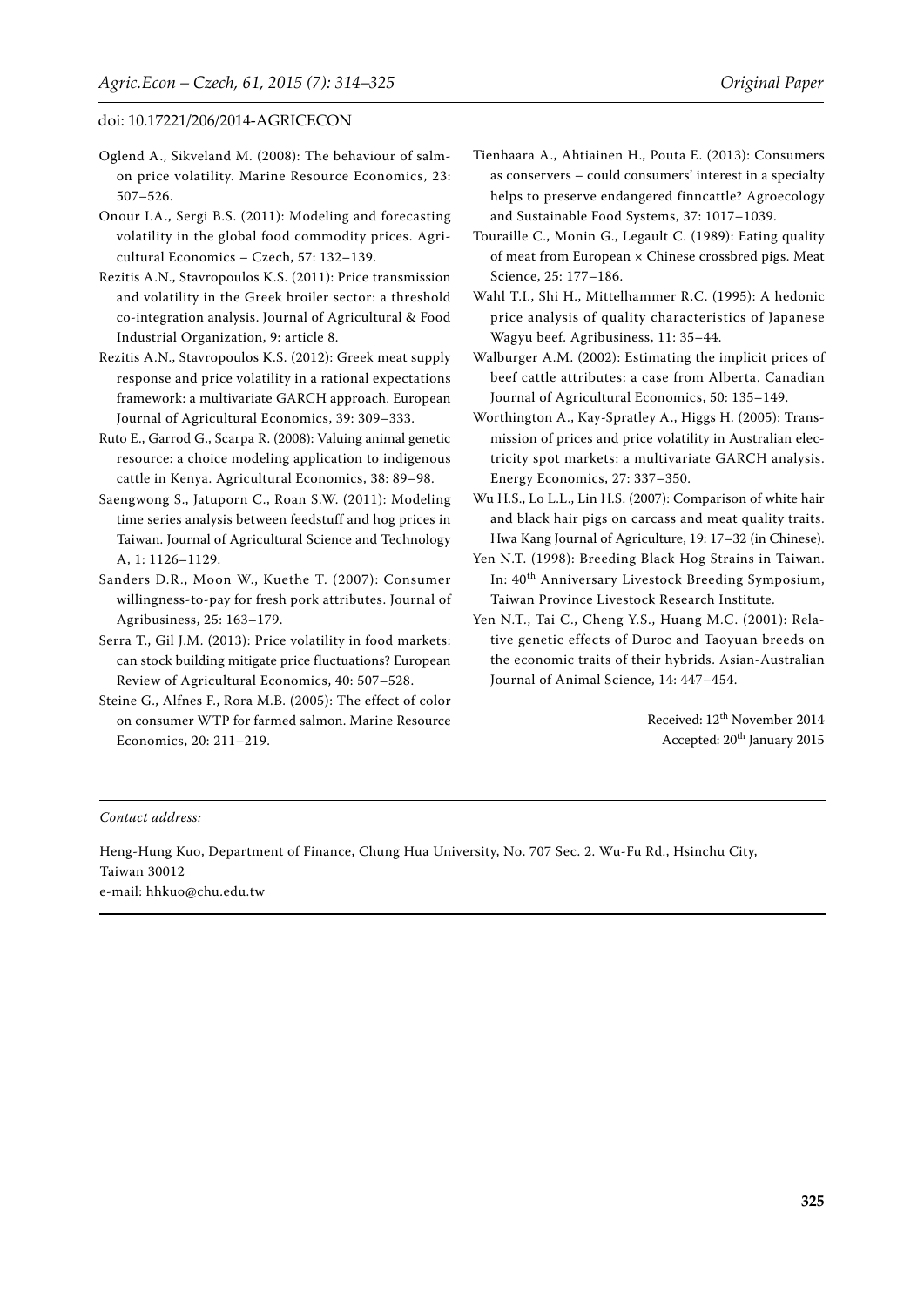Oglend A., Sikveland M. (2008): The behaviour of salmon price volatility. Marine Resource Economics, 23: 507–526.

Onour I.A., Sergi B.S. (2011): Modeling and forecasting volatility in the global food commodity prices. Agricultural Economics – Czech, 57: 132–139.

Rezitis A.N., Stavropoulos K.S. (2011): Price transmission and volatility in the Greek broiler sector: a threshold co-integration analysis. Journal of Agricultural & Food Industrial Organization, 9: article 8.

Rezitis A.N., Stavropoulos K.S. (2012): Greek meat supply response and price volatility in a rational expectations framework: a multivariate GARCH approach. European Journal of Agricultural Economics, 39: 309–333.

Ruto E., Garrod G., Scarpa R. (2008): Valuing animal genetic resource: a choice modeling application to indigenous cattle in Kenya. Agricultural Economics, 38: 89–98.

Saengwong S., Jatuporn C., Roan S.W. (2011): Modeling time series analysis between feedstuff and hog prices in Taiwan. Journal of Agricultural Science and Technology A, 1: 1126–1129.

Sanders D.R., Moon W., Kuethe T. (2007): Consumer willingness-to-pay for fresh pork attributes. Journal of Agribusiness, 25: 163–179.

Serra T., Gil J.M. (2013): Price volatility in food markets: can stock building mitigate price fluctuations? European Review of Agricultural Economics, 40: 507–528.

Steine G., Alfnes F., Rora M.B. (2005): The effect of color on consumer WTP for farmed salmon. Marine Resource Economics, 20: 211–219.

Tienhaara A., Ahtiainen H., Pouta E. (2013): Consumers as conservers – could consumers' interest in a specialty helps to preserve endangered finncattle? Agroecology and Sustainable Food Systems, 37: 1017–1039.

Touraille C., Monin G., Legault C. (1989): Eating quality of meat from European × Chinese crossbred pigs. Meat Science, 25: 177–186.

Wahl T.I., Shi H., Mittelhammer R.C. (1995): A hedonic price analysis of quality characteristics of Japanese Wagyu beef. Agribusiness, 11: 35–44.

Walburger A.M. (2002): Estimating the implicit prices of beef cattle attributes: a case from Alberta. Canadian Journal of Agricultural Economics, 50: 135–149.

Worthington A., Kay-Spratley A., Higgs H. (2005): Transmission of prices and price volatility in Australian electricity spot markets: a multivariate GARCH analysis. Energy Economics, 27: 337–350.

Wu H.S., Lo L.L., Lin H.S. (2007): Comparison of white hair and black hair pigs on carcass and meat quality traits. Hwa Kang Journal of Agriculture, 19: 17–32 (in Chinese).

Yen N.T. (1998): Breeding Black Hog Strains in Taiwan. In: 40th Anniversary Livestock Breeding Symposium, Taiwan Province Livestock Research Institute.

Yen N.T., Tai C., Cheng Y.S., Huang M.C. (2001): Relative genetic effects of Duroc and Taoyuan breeds on the economic traits of their hybrids. Asian-Australian Journal of Animal Science, 14: 447–454.

Received: 12th November 2014
Accepted: 20th January 2015

*Contact address:*

Heng-Hung Kuo, Department of Finance, Chung Hua University, No. 707 Sec. 2. Wu-Fu Rd., Hsinchu City, Taiwan 30012
e-mail: hhkuo@chu.edu.tw